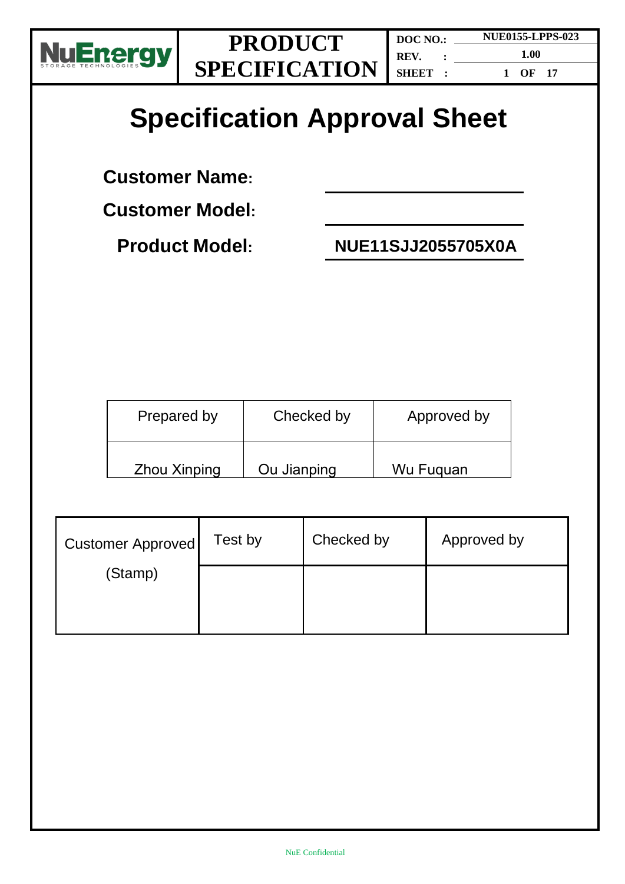# Specification Approval Sheet

**Customer Name:** ____________________

**Customer Model:** ____________________

**Product Model:** **NUE11SJJ2055705X0A**

| Prepared by | Checked by | Approved by |
|---|---|---|
| Zhou Xinping | Ou Jianping | Wu Fuquan |

| Customer Approved (Stamp) | Test by | Checked by | Approved by |
|---|---|---|---|
| | | | |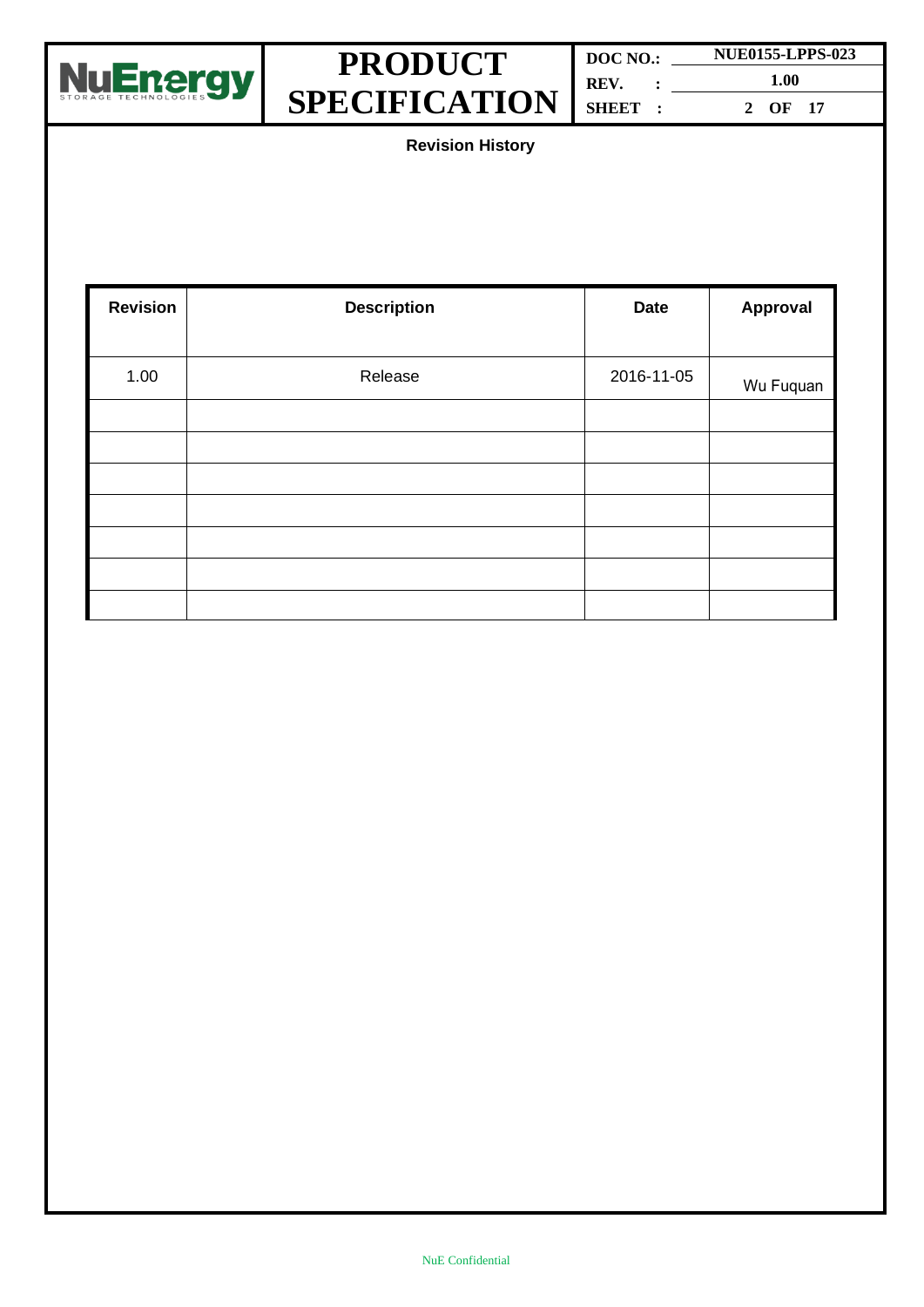**Revision History**

| Revision | Description | Date | Approval |
|---|---|---|---|
| 1.00 | Release | 2016-11-05 | Wu Fuquan |
| | | | |
| | | | |
| | | | |
| | | | |
| | | | |
| | | | |
| | | | |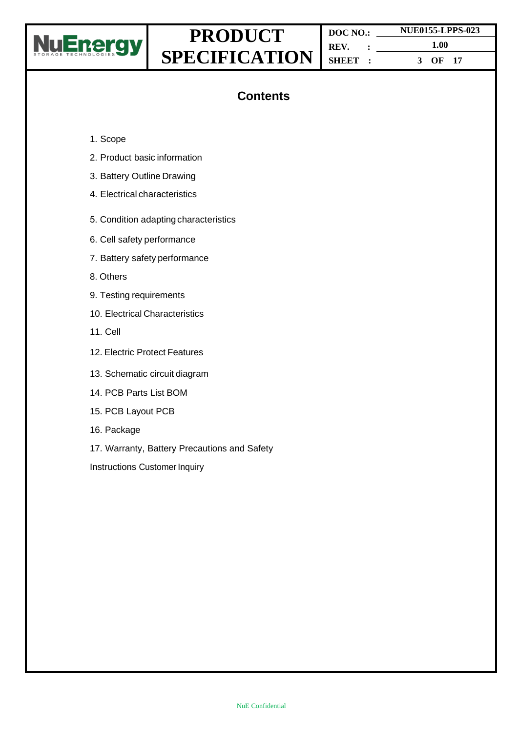# Contents

1. Scope
2. Product basic information
3. Battery Outline Drawing
4. Electrical characteristics
5. Condition adapting characteristics
6. Cell safety performance
7. Battery safety performance
8. Others
9. Testing requirements
10. Electrical Characteristics
11. Cell
12. Electric Protect Features
13. Schematic circuit diagram
14. PCB Parts List BOM
15. PCB Layout PCB
16. Package
17. Warranty, Battery Precautions and Safety

Instructions Customer Inquiry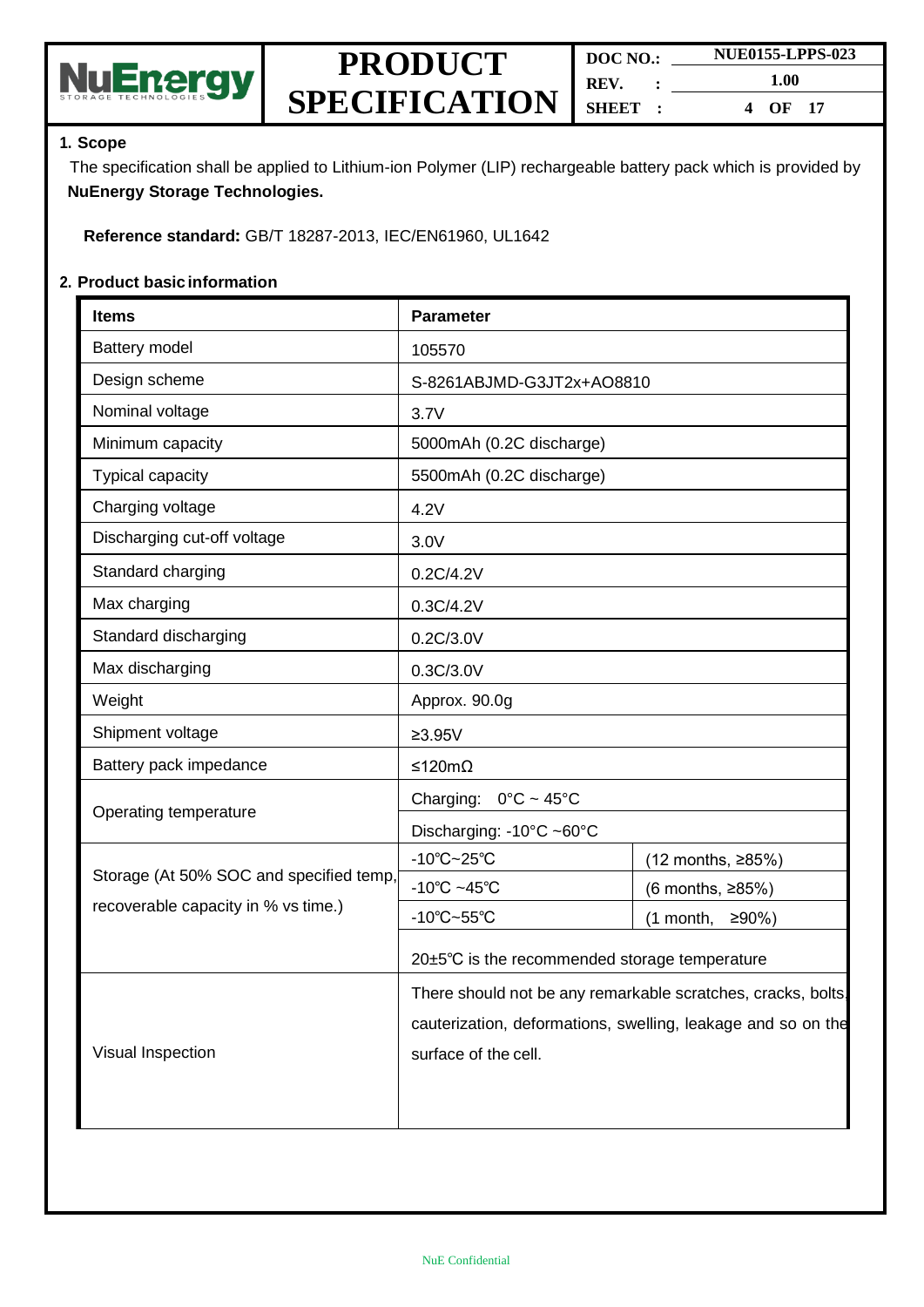## 1. Scope

The specification shall be applied to Lithium-ion Polymer (LIP) rechargeable battery pack which is provided by **NuEnergy Storage Technologies.**

**Reference standard:** GB/T 18287-2013, IEC/EN61960, UL1642

## 2. Product basic information

| Items | Parameter | |
|---|---|---|
| Battery model | 105570 | |
| Design scheme | S-8261ABJMD-G3JT2x+AO8810 | |
| Nominal voltage | 3.7V | |
| Minimum capacity | 5000mAh (0.2C discharge) | |
| Typical capacity | 5500mAh (0.2C discharge) | |
| Charging voltage | 4.2V | |
| Discharging cut-off voltage | 3.0V | |
| Standard charging | 0.2C/4.2V | |
| Max charging | 0.3C/4.2V | |
| Standard discharging | 0.2C/3.0V | |
| Max discharging | 0.3C/3.0V | |
| Weight | Approx. 90.0g | |
| Shipment voltage | ≥3.95V | |
| Battery pack impedance | ≤120mΩ | |
| Operating temperature | Charging: 0°C ~ 45°C | |
| | Discharging: -10°C ~60°C | |
| Storage (At 50% SOC and specified temp, recoverable capacity in % vs time.) | -10℃~25℃ | (12 months, ≥85%) |
| | -10℃ ~45℃ | (6 months, ≥85%) |
| | -10℃~55℃ | (1 month, ≥90%) |
| | 20±5℃ is the recommended storage temperature | |
| Visual Inspection | There should not be any remarkable scratches, cracks, bolts, cauterization, deformations, swelling, leakage and so on the surface of the cell. | |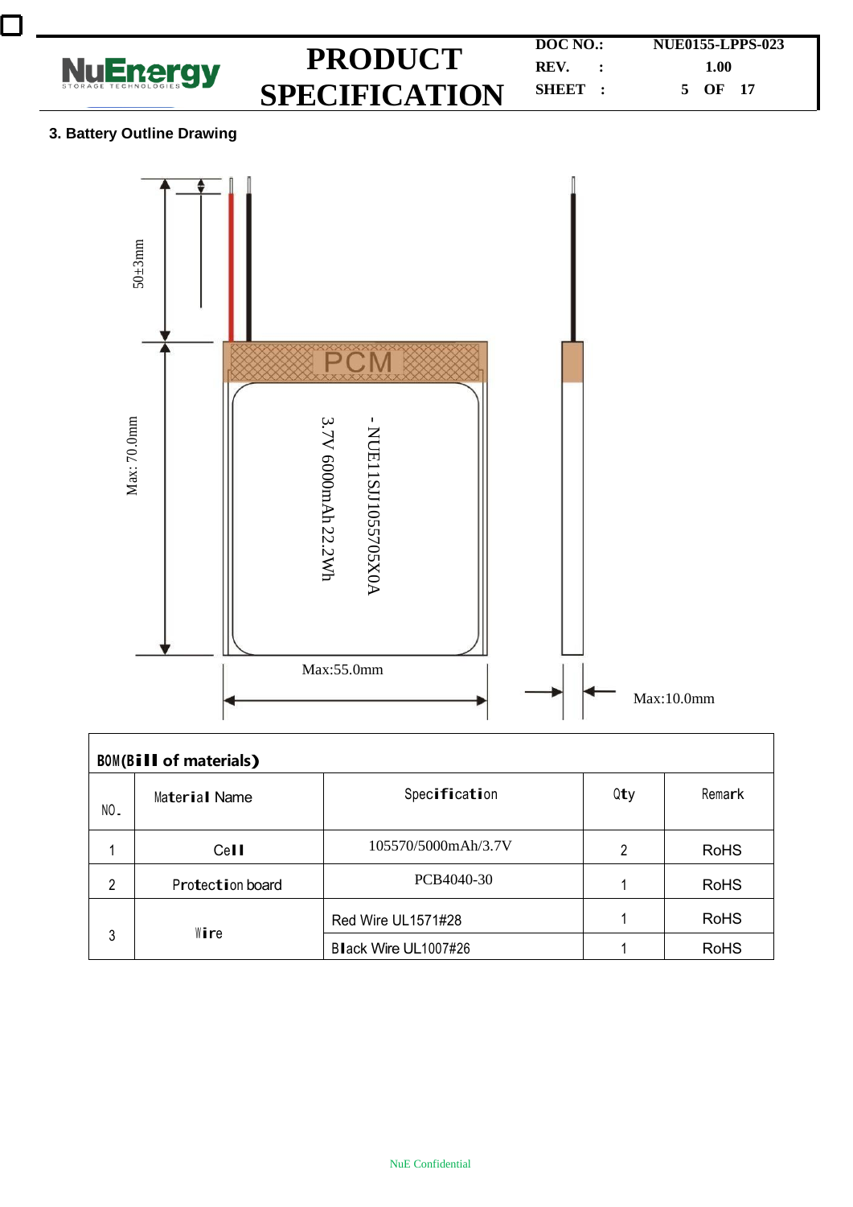### 3. Battery Outline Drawing

50±3mm

Max: 70.0mm

PCM

3.7V 6000mAh 22.2Wh

- NUE11SJJ1055705X0A

Max:55.0mm

Max:10.0mm

| BOM(Bill of materials) | | | | |
|---|---|---|---|---|
| NO. | Material Name | Specification | Qty | Remark |
| 1 | Cell | 105570/5000mAh/3.7V | 2 | RoHS |
| 2 | Protection board | PCB4040-30 | 1 | RoHS |
| 3 | Wire | Red Wire UL1571#28 | 1 | RoHS |
| | | Black Wire UL1007#26 | 1 | RoHS |

NuE Confidential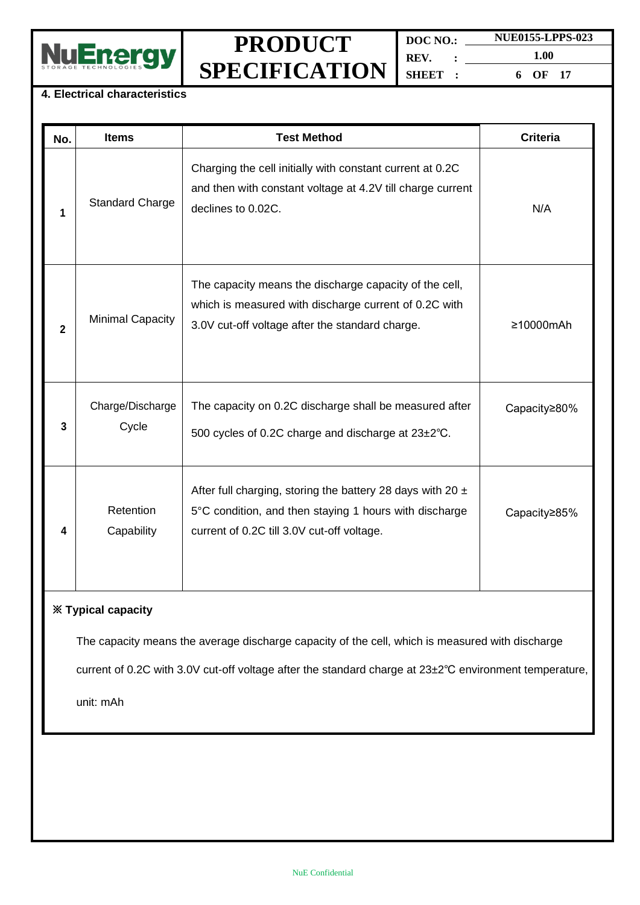## 4. Electrical characteristics

| No. | Items | Test Method | Criteria |
|---|---|---|---|
| 1 | Standard Charge | Charging the cell initially with constant current at 0.2C and then with constant voltage at 4.2V till charge current declines to 0.02C. | N/A |
| 2 | Minimal Capacity | The capacity means the discharge capacity of the cell, which is measured with discharge current of 0.2C with 3.0V cut-off voltage after the standard charge. | ≥10000mAh |
| 3 | Charge/Discharge Cycle | The capacity on 0.2C discharge shall be measured after 500 cycles of 0.2C charge and discharge at 23±2℃. | Capacity≥80% |
| 4 | Retention Capability | After full charging, storing the battery 28 days with 20 ± 5°C condition, and then staying 1 hours with discharge current of 0.2C till 3.0V cut-off voltage. | Capacity≥85% |

**※ Typical capacity**

The capacity means the average discharge capacity of the cell, which is measured with discharge current of 0.2C with 3.0V cut-off voltage after the standard charge at 23±2℃ environment temperature, unit: mAh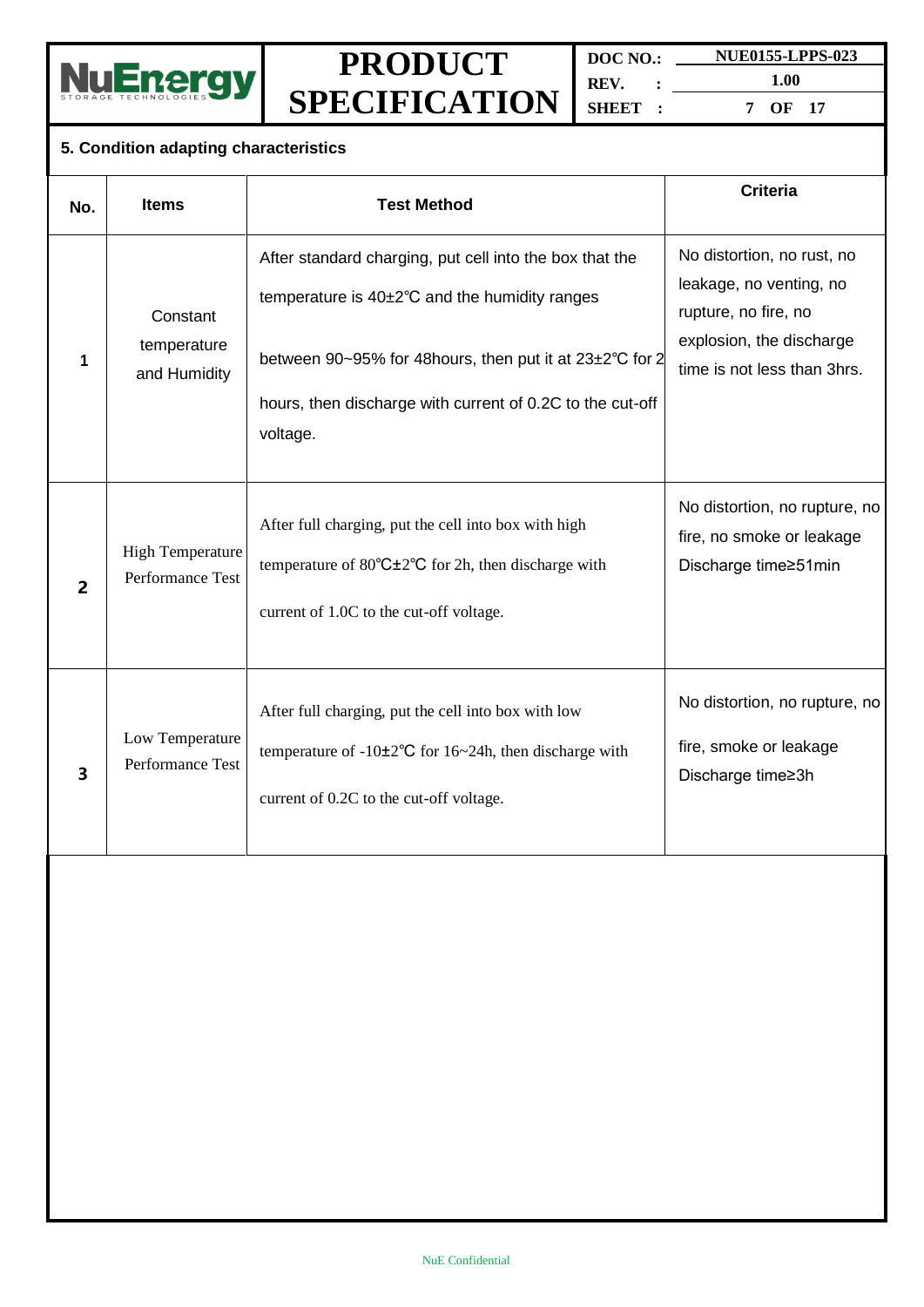## 5. Condition adapting characteristics

| No. | Items | Test Method | Criteria |
|---|---|---|---|
| 1 | Constant temperature and Humidity | After standard charging, put cell into the box that the temperature is 40±2℃ and the humidity ranges between 90~95% for 48hours, then put it at 23±2℃ for 2 hours, then discharge with current of 0.2C to the cut-off voltage. | No distortion, no rust, no leakage, no venting, no rupture, no fire, no explosion, the discharge time is not less than 3hrs. |
| 2 | High Temperature Performance Test | After full charging, put the cell into box with high temperature of 80℃±2℃ for 2h, then discharge with current of 1.0C to the cut-off voltage. | No distortion, no rupture, no fire, no smoke or leakage Discharge time≥51min |
| 3 | Low Temperature Performance Test | After full charging, put the cell into box with low temperature of -10±2℃ for 16~24h, then discharge with current of 0.2C to the cut-off voltage. | No distortion, no rupture, no fire, smoke or leakage Discharge time≥3h |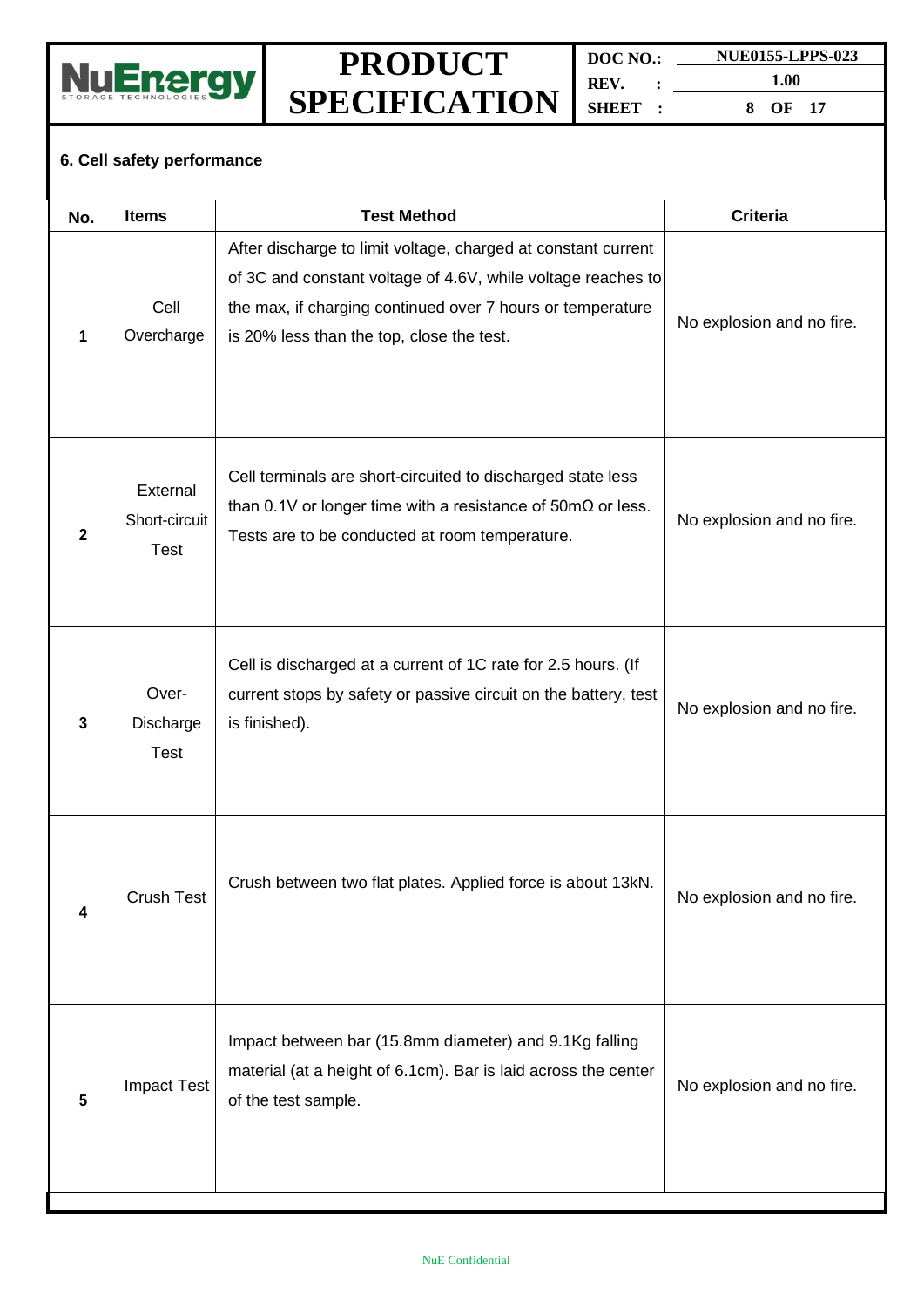## 6. Cell safety performance

| No. | Items | Test Method | Criteria |
|---|---|---|---|
| 1 | Cell Overcharge | After discharge to limit voltage, charged at constant current of 3C and constant voltage of 4.6V, while voltage reaches to the max, if charging continued over 7 hours or temperature is 20% less than the top, close the test. | No explosion and no fire. |
| 2 | External Short-circuit Test | Cell terminals are short-circuited to discharged state less than 0.1V or longer time with a resistance of 50mΩ or less. Tests are to be conducted at room temperature. | No explosion and no fire. |
| 3 | Over-Discharge Test | Cell is discharged at a current of 1C rate for 2.5 hours. (If current stops by safety or passive circuit on the battery, test is finished). | No explosion and no fire. |
| 4 | Crush Test | Crush between two flat plates. Applied force is about 13kN. | No explosion and no fire. |
| 5 | Impact Test | Impact between bar (15.8mm diameter) and 9.1Kg falling material (at a height of 6.1cm). Bar is laid across the center of the test sample. | No explosion and no fire. |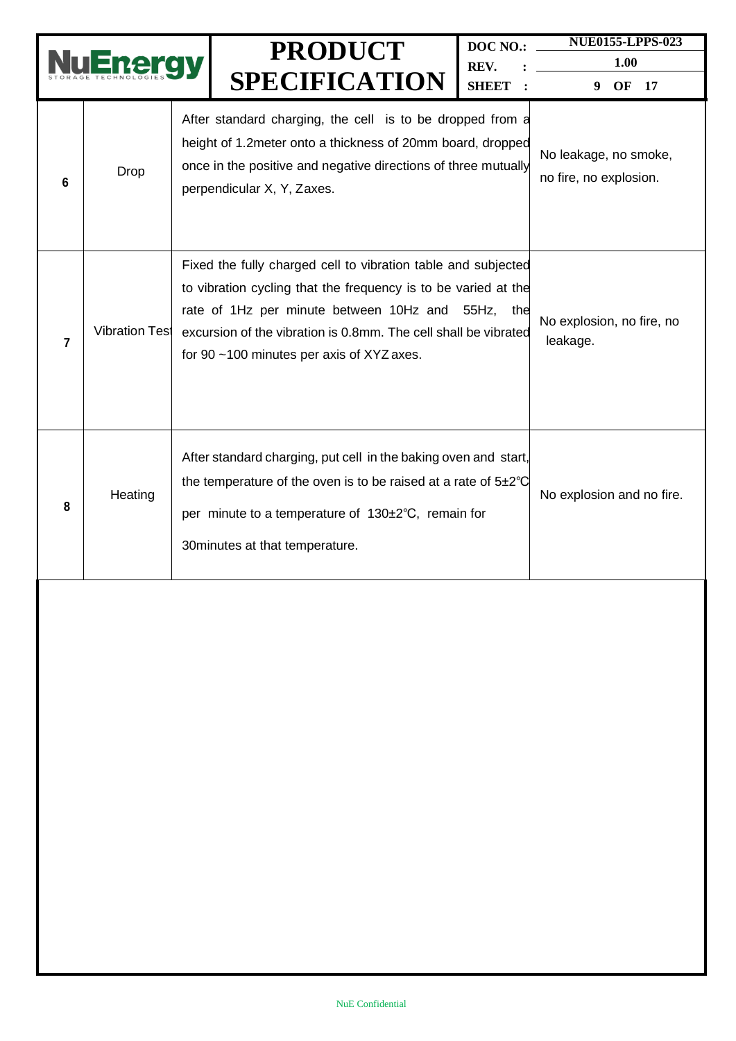| 6 | Drop | After standard charging, the cell is to be dropped from a height of 1.2meter onto a thickness of 20mm board, dropped once in the positive and negative directions of three mutually perpendicular X, Y, Zaxes. | No leakage, no smoke, no fire, no explosion. |
|---|---|---|---|
| 7 | Vibration Test | Fixed the fully charged cell to vibration table and subjected to vibration cycling that the frequency is to be varied at the rate of 1Hz per minute between 10Hz and 55Hz, the excursion of the vibration is 0.8mm. The cell shall be vibrated for 90 ~100 minutes per axis of XYZ axes. | No explosion, no fire, no leakage. |
| 8 | Heating | After standard charging, put cell in the baking oven and start, the temperature of the oven is to be raised at a rate of 5±2℃ per minute to a temperature of 130±2℃, remain for 30minutes at that temperature. | No explosion and no fire. |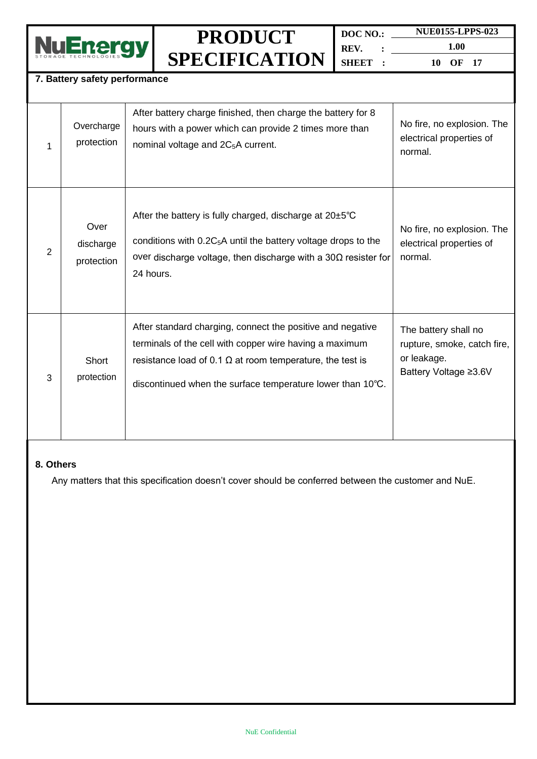## 7. Battery safety performance

| | | | |
|---|---|---|---|
| 1 | Overcharge protection | After battery charge finished, then charge the battery for 8 hours with a power which can provide 2 times more than nominal voltage and $2C_5$A current. | No fire, no explosion. The electrical properties of normal. |
| 2 | Over discharge protection | After the battery is fully charged, discharge at 20±5℃ conditions with $0.2C_5$A until the battery voltage drops to the over discharge voltage, then discharge with a 30Ω resister for 24 hours. | No fire, no explosion. The electrical properties of normal. |
| 3 | Short protection | After standard charging, connect the positive and negative terminals of the cell with copper wire having a maximum resistance load of 0.1 Ω at room temperature, the test is discontinued when the surface temperature lower than 10℃. | The battery shall no rupture, smoke, catch fire, or leakage. Battery Voltage ≥3.6V |

## 8. Others

Any matters that this specification doesn't cover should be conferred between the customer and NuE.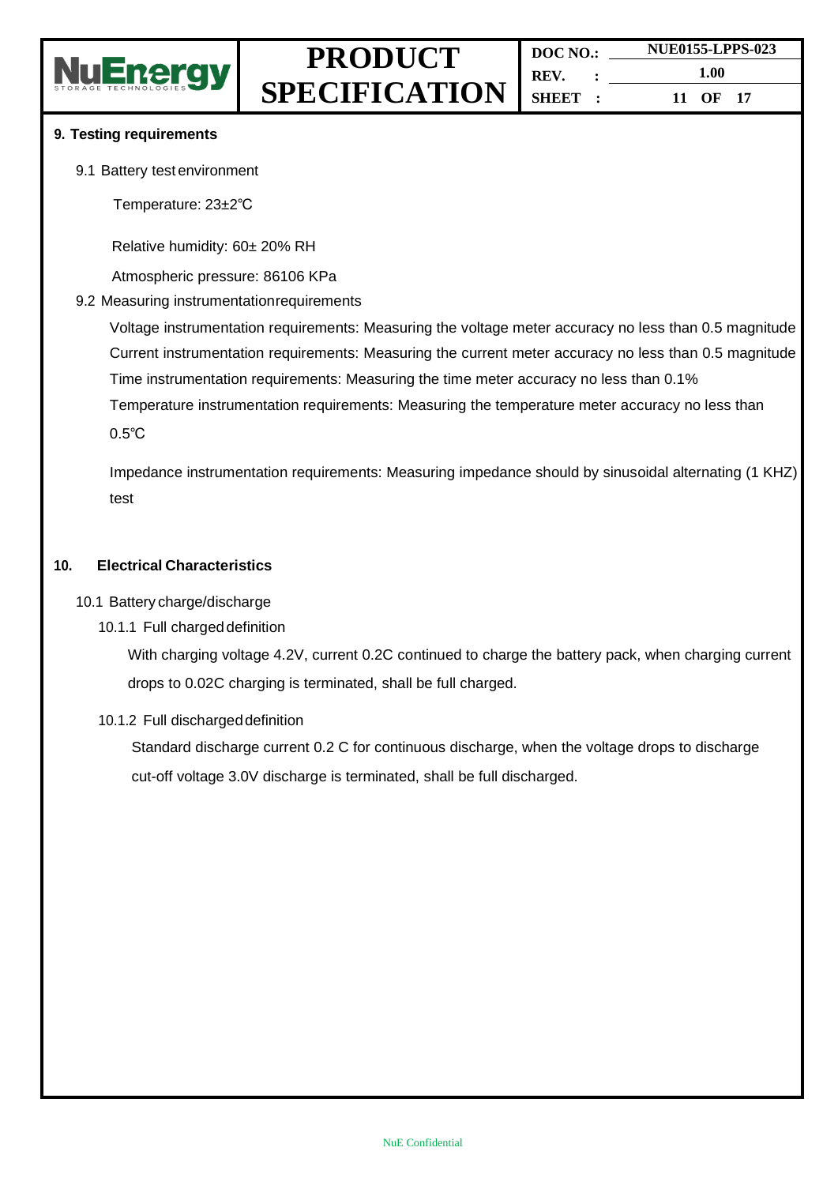## 9. Testing requirements

9.1 Battery test environment

Temperature: 23±2℃

Relative humidity: 60± 20% RH

Atmospheric pressure: 86106 KPa

9.2 Measuring instrumentation requirements

Voltage instrumentation requirements: Measuring the voltage meter accuracy no less than 0.5 magnitude

Current instrumentation requirements: Measuring the current meter accuracy no less than 0.5 magnitude

Time instrumentation requirements: Measuring the time meter accuracy no less than 0.1%

Temperature instrumentation requirements: Measuring the temperature meter accuracy no less than 0.5℃

Impedance instrumentation requirements: Measuring impedance should by sinusoidal alternating (1 KHZ) test

## 10. Electrical Characteristics

10.1 Battery charge/discharge

10.1.1 Full charged definition

With charging voltage 4.2V, current 0.2C continued to charge the battery pack, when charging current drops to 0.02C charging is terminated, shall be full charged.

10.1.2 Full discharged definition

Standard discharge current 0.2 C for continuous discharge, when the voltage drops to discharge cut-off voltage 3.0V discharge is terminated, shall be full discharged.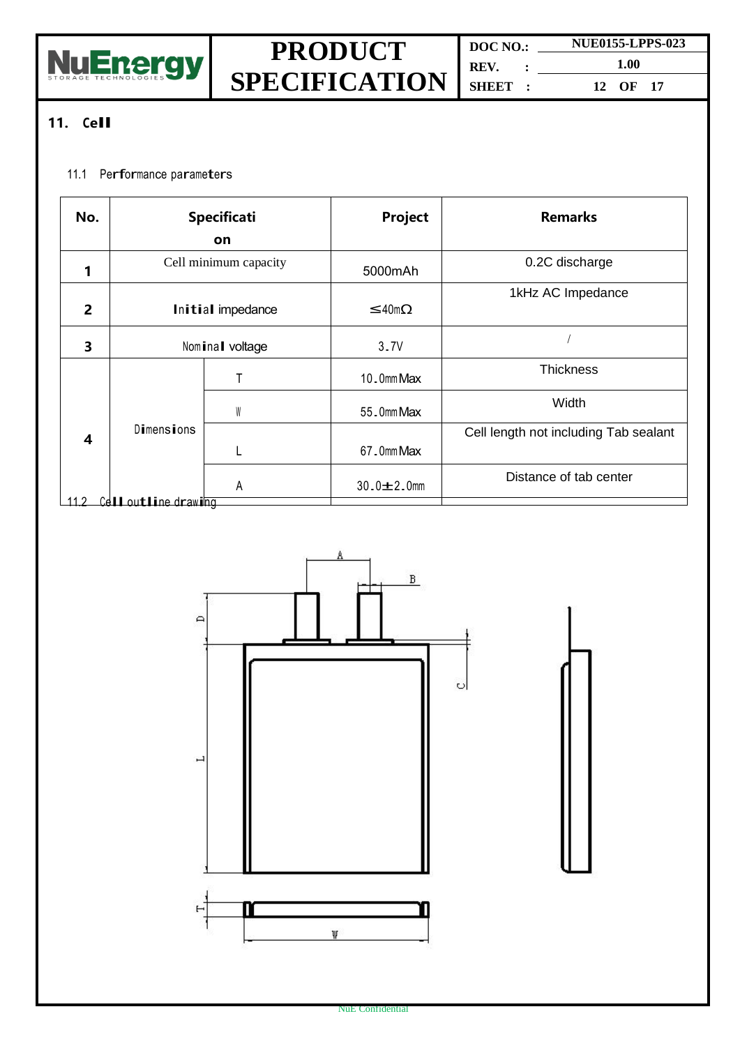## 11. Cell

### 11.1 Performance parameters

| No. | Specification | | Project | Remarks |
|---|---|---|---|---|
| 1 | Cell minimum capacity | | 5000mAh | 0.2C discharge |
| 2 | Initial impedance | | ≤40mΩ | 1kHz AC Impedance |
| 3 | Nominal voltage | | 3.7V | / |
| 4 | Dimensions | T | 10.0mm Max | Thickness |
| | | W | 55.0mm Max | Width |
| | | L | 67.0mm Max | Cell length not including Tab sealant |
| | | A | 30.0±2.0mm | Distance of tab center |

### 11.2 Cell outline drawing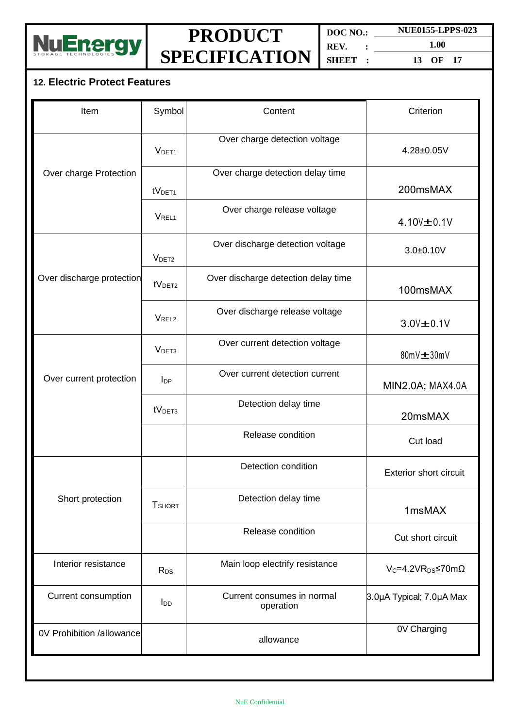## 12. Electric Protect Features

| Item | Symbol | Content | Criterion |
|---|---|---|---|
| Over charge Protection | $V_{DET1}$ | Over charge detection voltage | 4.28±0.05V |
| | $tV_{DET1}$ | Over charge detection delay time | 200msMAX |
| | $V_{REL1}$ | Over charge release voltage | 4.10V±0.1V |
| Over discharge protection | $V_{DET2}$ | Over discharge detection voltage | 3.0±0.10V |
| | $tV_{DET2}$ | Over discharge detection delay time | 100msMAX |
| | $V_{REL2}$ | Over discharge release voltage | 3.0V±0.1V |
| Over current protection | $V_{DET3}$ | Over current detection voltage | 80mV±30mV |
| | $I_{DP}$ | Over current detection current | MIN2.0A; MAX4.0A |
| | $tV_{DET3}$ | Detection delay time | 20msMAX |
| | | Release condition | Cut load |
| Short protection | | Detection condition | Exterior short circuit |
| | $T_{SHORT}$ | Detection delay time | 1msMAX |
| | | Release condition | Cut short circuit |
| Interior resistance | $R_{DS}$ | Main loop electrify resistance | $V_C$=4.2V $R_{DS}$≤70mΩ |
| Current consumption | $I_{DD}$ | Current consumes in normal operation | 3.0μA Typical; 7.0μA Max |
| 0V Prohibition /allowance | | allowance | 0V Charging |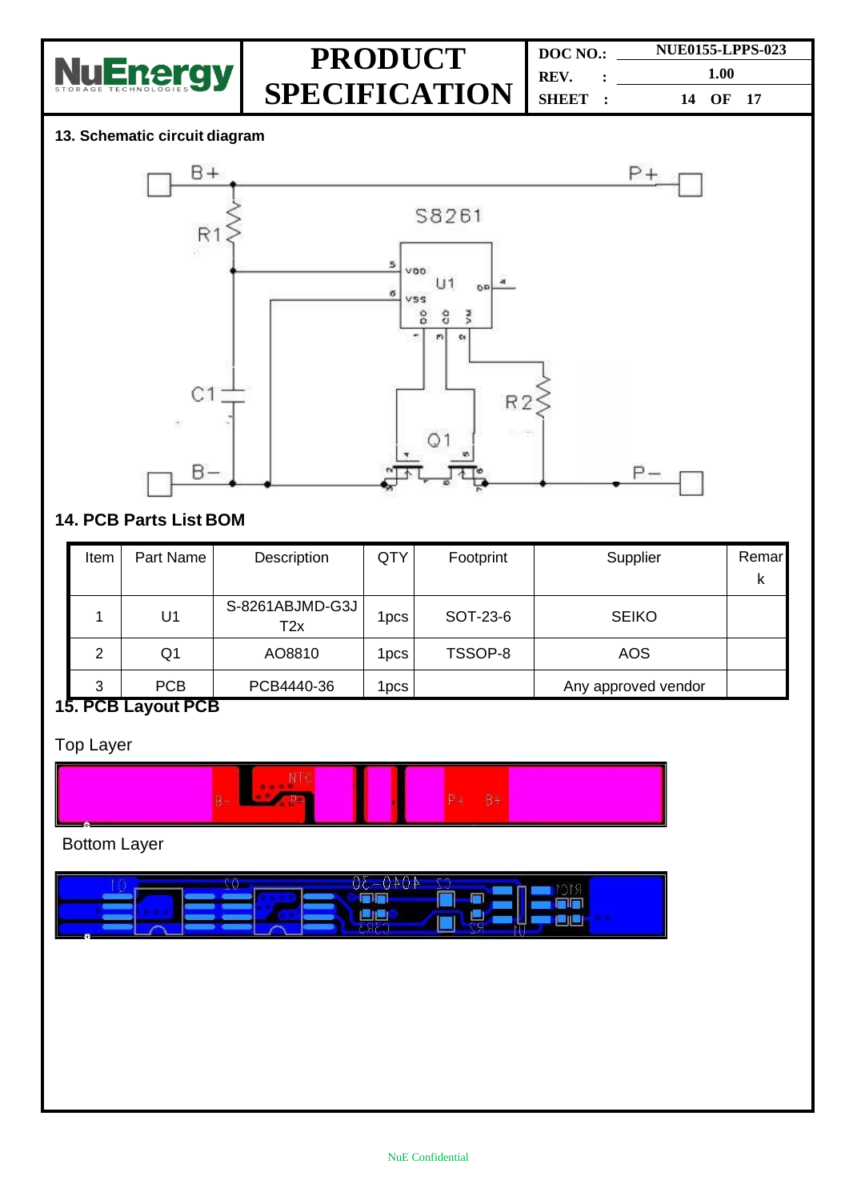## 13. Schematic circuit diagram

## 14. PCB Parts List BOM

| Item | Part Name | Description | QTY | Footprint | Supplier | Remark |
|---|---|---|---|---|---|---|
| 1 | U1 | S-8261ABJMD-G3JT2x | 1pcs | SOT-23-6 | SEIKO | |
| 2 | Q1 | AO8810 | 1pcs | TSSOP-8 | AOS | |
| 3 | PCB | PCB4440-36 | 1pcs | | Any approved vendor | |

## 15. PCB Layout PCB

Top Layer

Bottom Layer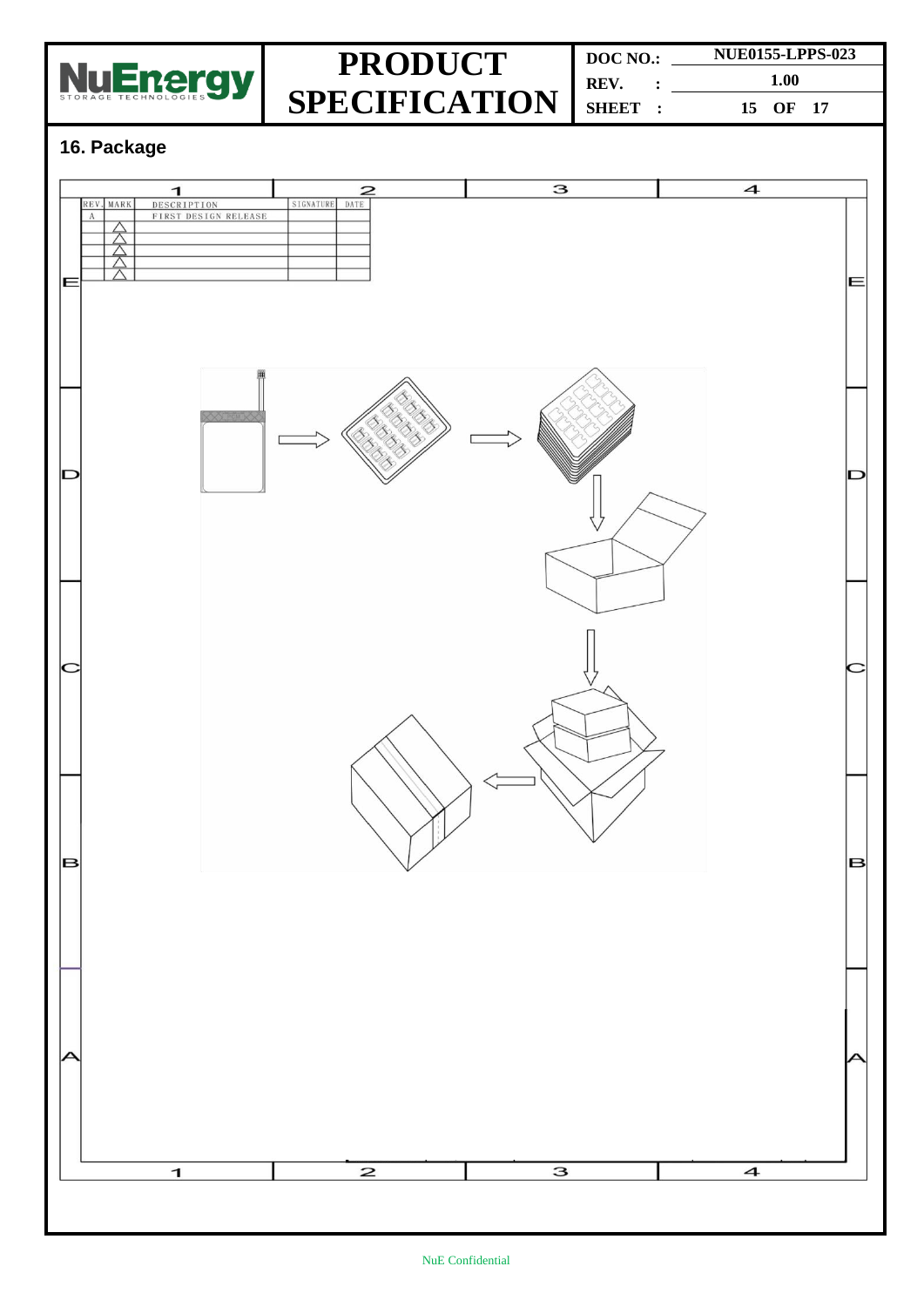## 16. Package

| REV. | MARK | DESCRIPTION | SIGNATURE | DATE |
|---|---|---|---|---|
| A | | FIRST DESIGN RELEASE | | |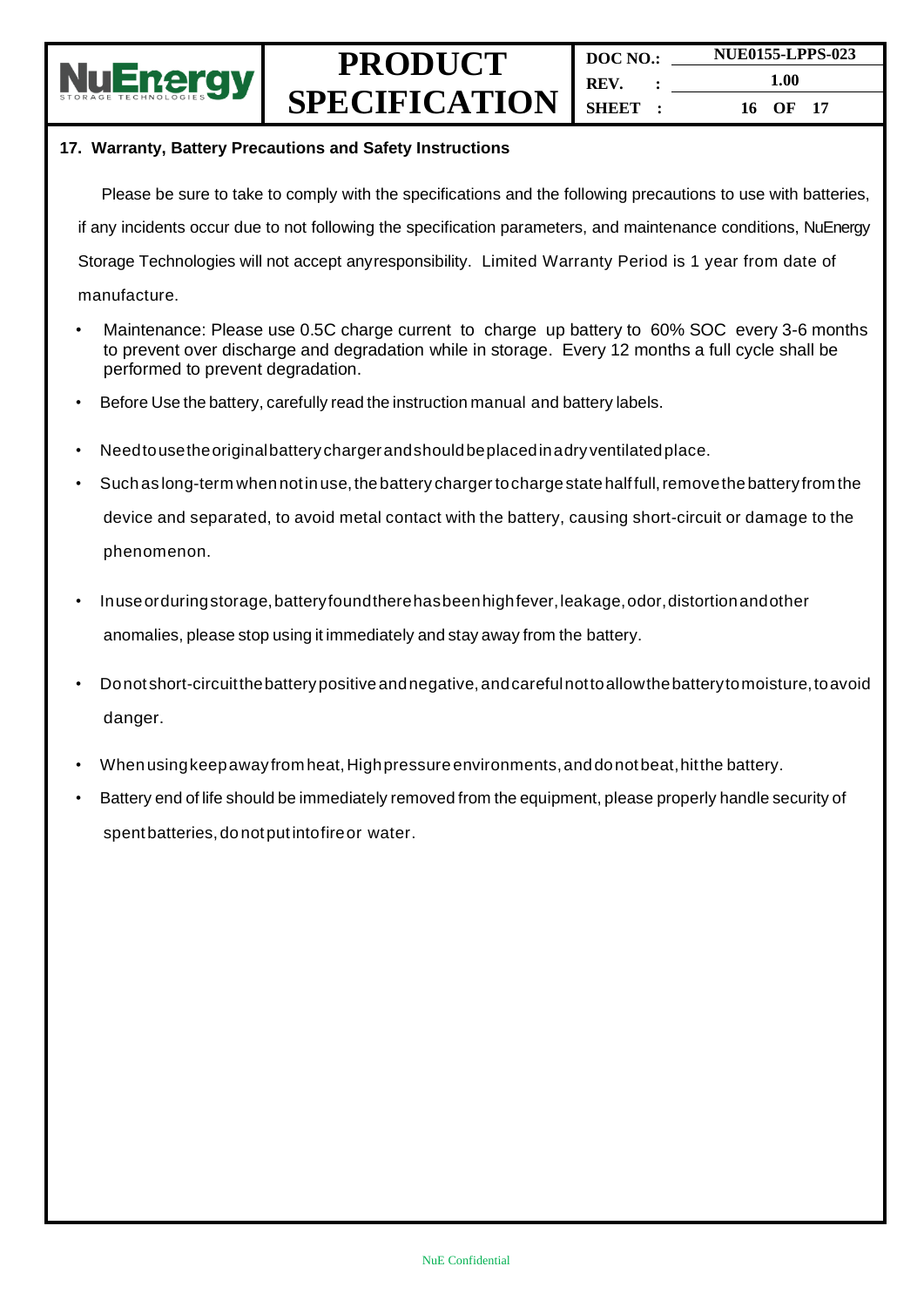## 17. Warranty, Battery Precautions and Safety Instructions

Please be sure to take to comply with the specifications and the following precautions to use with batteries, if any incidents occur due to not following the specification parameters, and maintenance conditions, NuEnergy Storage Technologies will not accept anyresponsibility. Limited Warranty Period is 1 year from date of manufacture.

- Maintenance: Please use 0.5C charge current to charge up battery to 60% SOC every 3-6 months to prevent over discharge and degradation while in storage. Every 12 months a full cycle shall be performed to prevent degradation.
- Before Use the battery, carefully read the instruction manual and battery labels.
- Need to use the original battery charger and should be placed in a dry ventilated place.
- Such as long-term when not in use, the battery charger to charge state half full, remove the battery from the device and separated, to avoid metal contact with the battery, causing short-circuit or damage to the phenomenon.
- In use or during storage, battery found there has been high fever, leakage, odor, distortion and other anomalies, please stop using it immediately and stay away from the battery.
- Do not short-circuit the battery positive and negative, and careful not to allow the battery to moisture, to avoid danger.
- When using keep away from heat, High pressure environments, and do not beat, hit the battery.
- Battery end of life should be immediately removed from the equipment, please properly handle security of spent batteries, do not put into fire or water.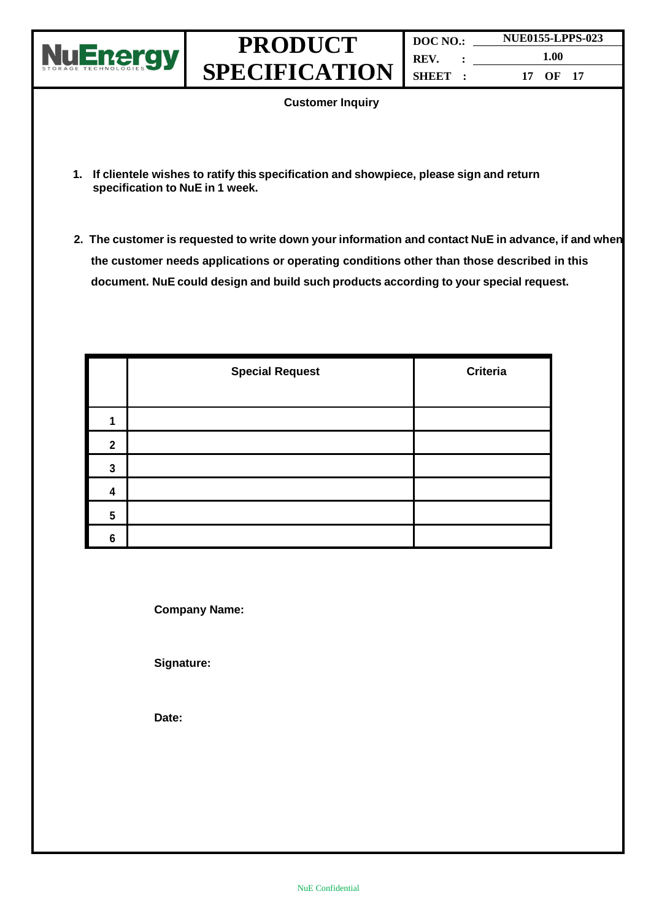## Customer Inquiry

1. **If clientele wishes to ratify this specification and showpiece, please sign and return specification to NuE in 1 week.**

2. **The customer is requested to write down your information and contact NuE in advance, if and when the customer needs applications or operating conditions other than those described in this document. NuE could design and build such products according to your special request.**

| | Special Request | Criteria |
|---|---|---|
| 1 | | |
| 2 | | |
| 3 | | |
| 4 | | |
| 5 | | |
| 6 | | |

**Company Name:**

**Signature:**

**Date:**

NuE Confidential